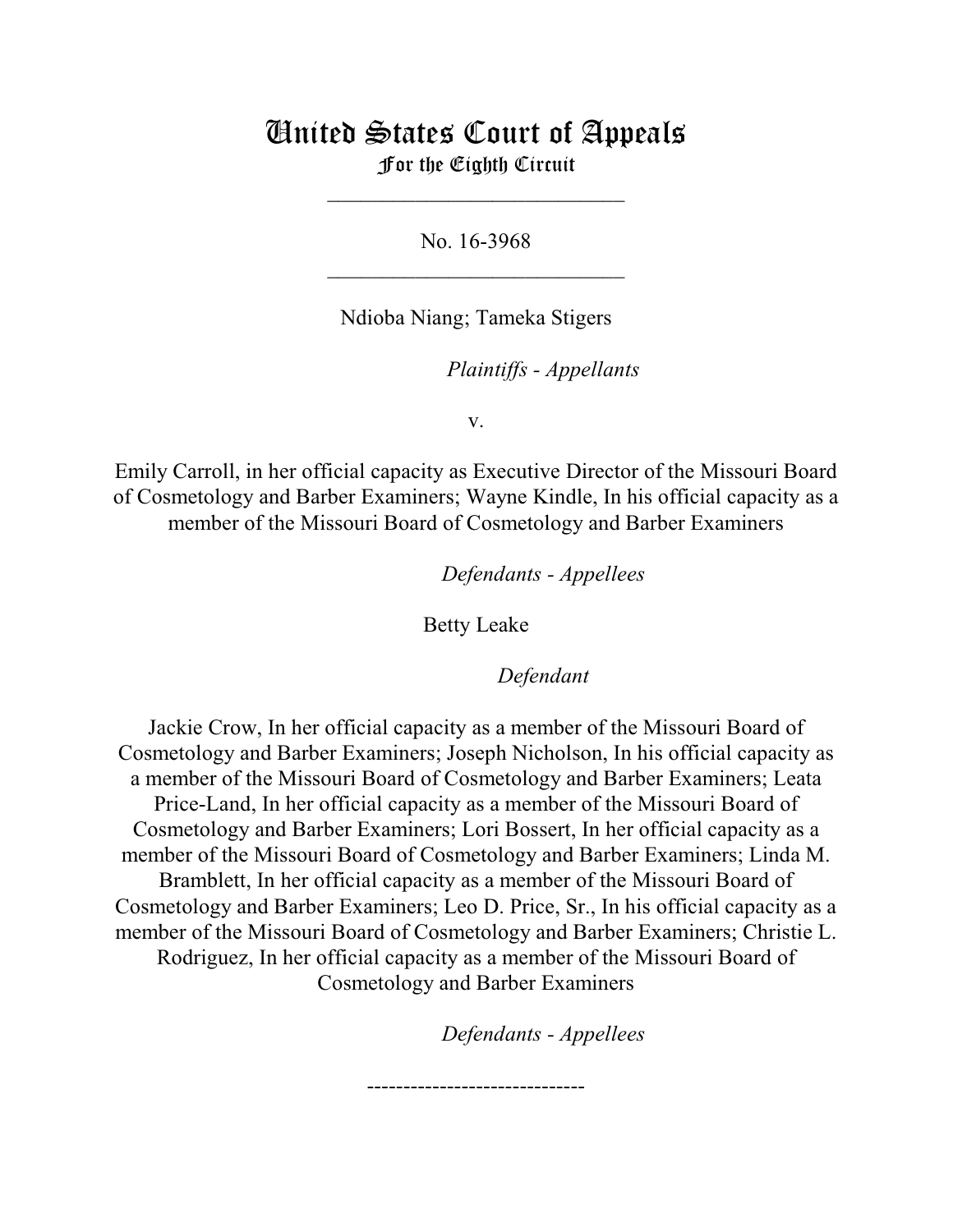# United States Court of Appeals
## For the Eighth Circuit

\_\_\_\_\_\_\_\_\_\_\_\_\_\_\_\_\_\_\_\_\_\_\_\_\_\_\_

No. 16-3968

\_\_\_\_\_\_\_\_\_\_\_\_\_\_\_\_\_\_\_\_\_\_\_\_\_\_\_

Ndioba Niang; Tameka Stigers

*Plaintiffs - Appellants*

v.

Emily Carroll, in her official capacity as Executive Director of the Missouri Board of Cosmetology and Barber Examiners; Wayne Kindle, In his official capacity as a member of the Missouri Board of Cosmetology and Barber Examiners

*Defendants - Appellees*

Betty Leake

*Defendant*

Jackie Crow, In her official capacity as a member of the Missouri Board of Cosmetology and Barber Examiners; Joseph Nicholson, In his official capacity as a member of the Missouri Board of Cosmetology and Barber Examiners; Leata Price-Land, In her official capacity as a member of the Missouri Board of Cosmetology and Barber Examiners; Lori Bossert, In her official capacity as a member of the Missouri Board of Cosmetology and Barber Examiners; Linda M. Bramblett, In her official capacity as a member of the Missouri Board of Cosmetology and Barber Examiners; Leo D. Price, Sr., In his official capacity as a member of the Missouri Board of Cosmetology and Barber Examiners; Christie L. Rodriguez, In her official capacity as a member of the Missouri Board of Cosmetology and Barber Examiners

*Defendants - Appellees*

------------------------------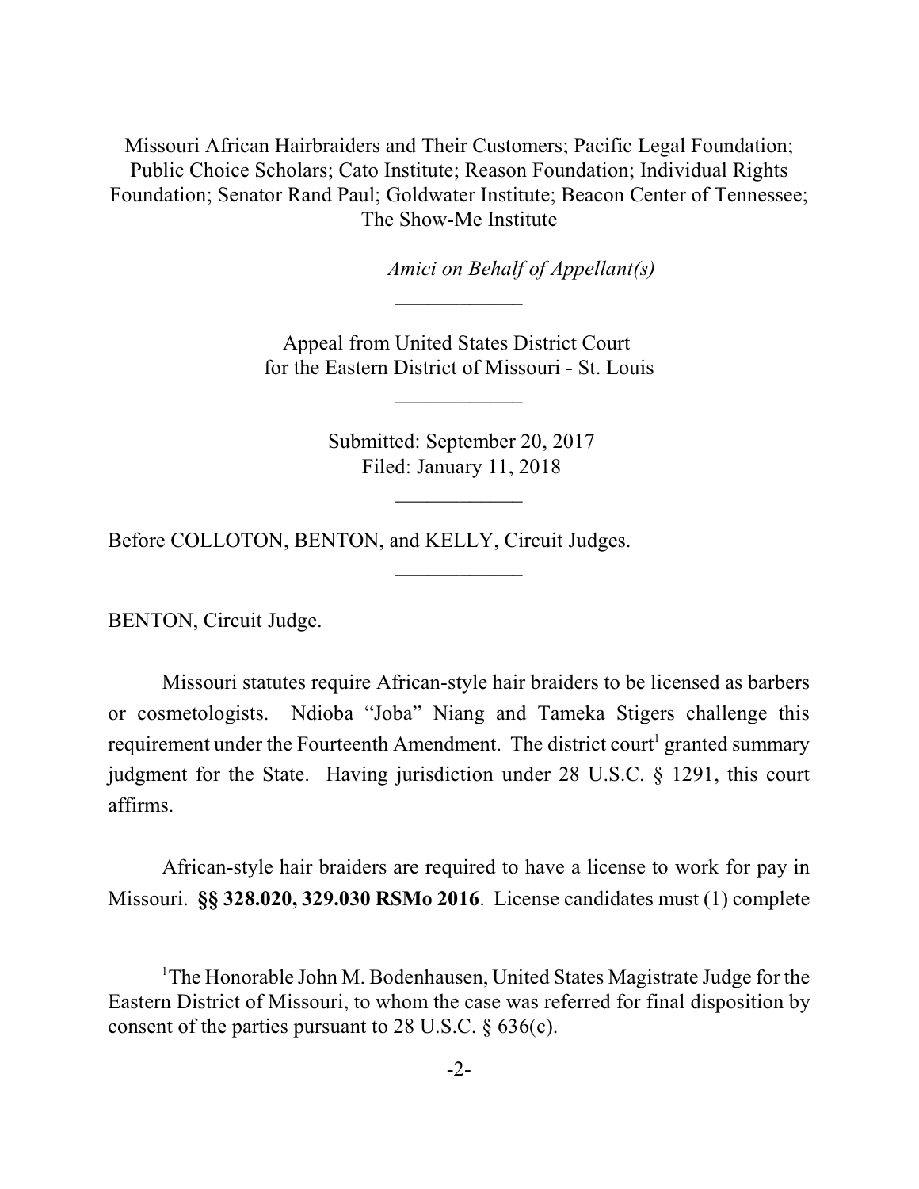Missouri African Hairbraiders and Their Customers; Pacific Legal Foundation; Public Choice Scholars; Cato Institute; Reason Foundation; Individual Rights Foundation; Senator Rand Paul; Goldwater Institute; Beacon Center of Tennessee; The Show-Me Institute

*Amici on Behalf of Appellant(s)*

\_\_\_\_\_\_\_\_\_\_\_\_

Appeal from United States District Court for the Eastern District of Missouri - St. Louis

\_\_\_\_\_\_\_\_\_\_\_\_

Submitted: September 20, 2017
Filed: January 11, 2018

\_\_\_\_\_\_\_\_\_\_\_\_

Before COLLOTON, BENTON, and KELLY, Circuit Judges.

\_\_\_\_\_\_\_\_\_\_\_\_

BENTON, Circuit Judge.

Missouri statutes require African-style hair braiders to be licensed as barbers or cosmetologists. Ndioba "Joba" Niang and Tameka Stigers challenge this requirement under the Fourteenth Amendment. The district court[1] granted summary judgment for the State. Having jurisdiction under 28 U.S.C. § 1291, this court affirms.

African-style hair braiders are required to have a license to work for pay in Missouri. **§§ 328.020, 329.030 RSMo 2016**. License candidates must (1) complete

---

[1]The Honorable John M. Bodenhausen, United States Magistrate Judge for the Eastern District of Missouri, to whom the case was referred for final disposition by consent of the parties pursuant to 28 U.S.C. § 636(c).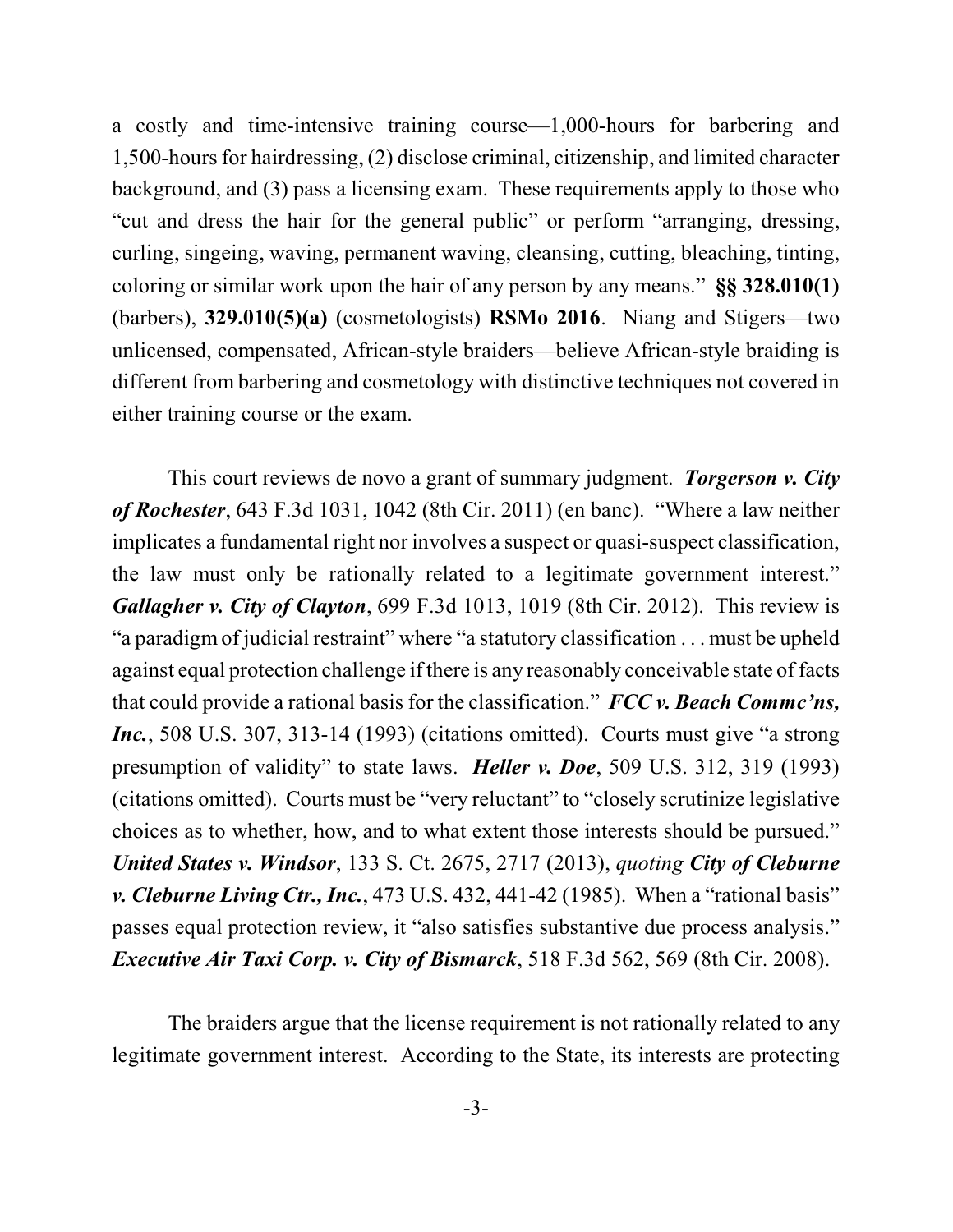a costly and time-intensive training course—1,000-hours for barbering and 1,500-hours for hairdressing, (2) disclose criminal, citizenship, and limited character background, and (3) pass a licensing exam. These requirements apply to those who "cut and dress the hair for the general public" or perform "arranging, dressing, curling, singeing, waving, permanent waving, cleansing, cutting, bleaching, tinting, coloring or similar work upon the hair of any person by any means." **§§ 328.010(1)** (barbers), **329.010(5)(a)** (cosmetologists) **RSMo 2016**. Niang and Stigers—two unlicensed, compensated, African-style braiders—believe African-style braiding is different from barbering and cosmetology with distinctive techniques not covered in either training course or the exam.

This court reviews de novo a grant of summary judgment. ***Torgerson v. City of Rochester***, 643 F.3d 1031, 1042 (8th Cir. 2011) (en banc). "Where a law neither implicates a fundamental right nor involves a suspect or quasi-suspect classification, the law must only be rationally related to a legitimate government interest." ***Gallagher v. City of Clayton***, 699 F.3d 1013, 1019 (8th Cir. 2012). This review is "a paradigm of judicial restraint" where "a statutory classification . . . must be upheld against equal protection challenge if there is any reasonably conceivable state of facts that could provide a rational basis for the classification." ***FCC v. Beach Commc'ns, Inc.***, 508 U.S. 307, 313-14 (1993) (citations omitted). Courts must give "a strong presumption of validity" to state laws. ***Heller v. Doe***, 509 U.S. 312, 319 (1993) (citations omitted). Courts must be "very reluctant" to "closely scrutinize legislative choices as to whether, how, and to what extent those interests should be pursued." ***United States v. Windsor***, 133 S. Ct. 2675, 2717 (2013), *quoting* ***City of Cleburne v. Cleburne Living Ctr., Inc.***, 473 U.S. 432, 441-42 (1985). When a "rational basis" passes equal protection review, it "also satisfies substantive due process analysis." ***Executive Air Taxi Corp. v. City of Bismarck***, 518 F.3d 562, 569 (8th Cir. 2008).

The braiders argue that the license requirement is not rationally related to any legitimate government interest. According to the State, its interests are protecting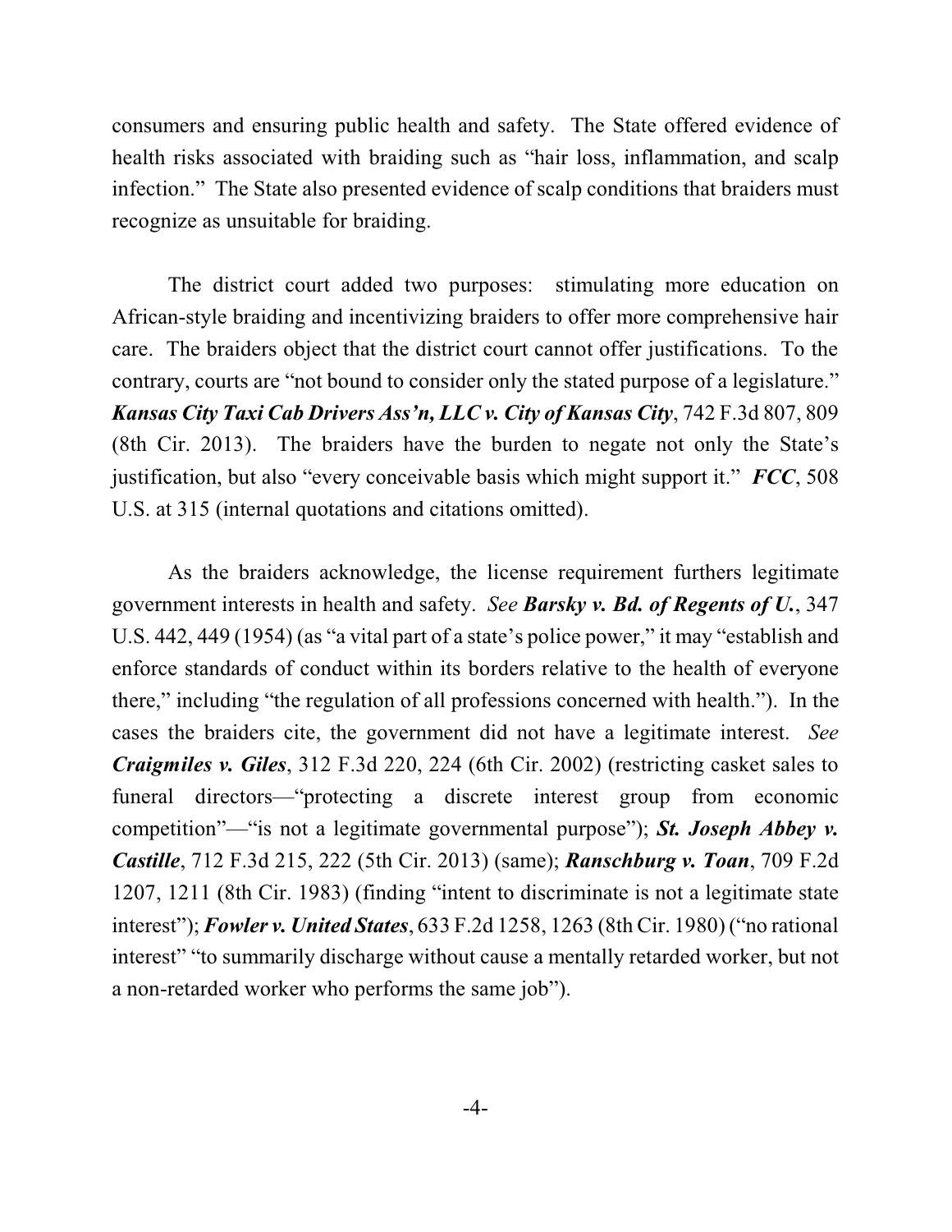consumers and ensuring public health and safety. The State offered evidence of health risks associated with braiding such as "hair loss, inflammation, and scalp infection." The State also presented evidence of scalp conditions that braiders must recognize as unsuitable for braiding.

The district court added two purposes: stimulating more education on African-style braiding and incentivizing braiders to offer more comprehensive hair care. The braiders object that the district court cannot offer justifications. To the contrary, courts are "not bound to consider only the stated purpose of a legislature." ***Kansas City Taxi Cab Drivers Ass'n, LLC v. City of Kansas City***, 742 F.3d 807, 809 (8th Cir. 2013). The braiders have the burden to negate not only the State's justification, but also "every conceivable basis which might support it." ***FCC***, 508 U.S. at 315 (internal quotations and citations omitted).

As the braiders acknowledge, the license requirement furthers legitimate government interests in health and safety. *See* ***Barsky v. Bd. of Regents of U.***, 347 U.S. 442, 449 (1954) (as "a vital part of a state's police power," it may "establish and enforce standards of conduct within its borders relative to the health of everyone there," including "the regulation of all professions concerned with health."). In the cases the braiders cite, the government did not have a legitimate interest. *See* ***Craigmiles v. Giles***, 312 F.3d 220, 224 (6th Cir. 2002) (restricting casket sales to funeral directors—"protecting a discrete interest group from economic competition"—"is not a legitimate governmental purpose"); ***St. Joseph Abbey v. Castille***, 712 F.3d 215, 222 (5th Cir. 2013) (same); ***Ranschburg v. Toan***, 709 F.2d 1207, 1211 (8th Cir. 1983) (finding "intent to discriminate is not a legitimate state interest"); ***Fowler v. United States***, 633 F.2d 1258, 1263 (8th Cir. 1980) ("no rational interest" "to summarily discharge without cause a mentally retarded worker, but not a non-retarded worker who performs the same job").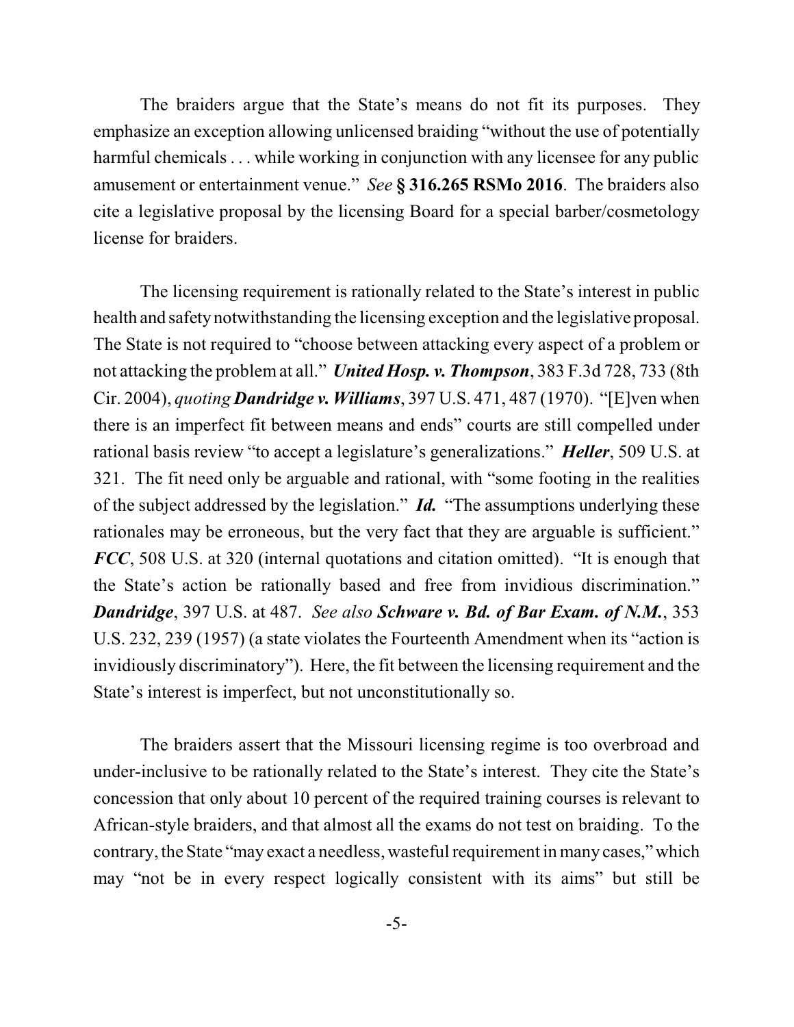The braiders argue that the State's means do not fit its purposes. They emphasize an exception allowing unlicensed braiding "without the use of potentially harmful chemicals . . . while working in conjunction with any licensee for any public amusement or entertainment venue." *See* **§ 316.265 RSMo 2016**. The braiders also cite a legislative proposal by the licensing Board for a special barber/cosmetology license for braiders.

The licensing requirement is rationally related to the State's interest in public health and safety notwithstanding the licensing exception and the legislative proposal. The State is not required to "choose between attacking every aspect of a problem or not attacking the problem at all." ***United Hosp. v. Thompson***, 383 F.3d 728, 733 (8th Cir. 2004), *quoting* ***Dandridge v. Williams***, 397 U.S. 471, 487 (1970). "[E]ven when there is an imperfect fit between means and ends" courts are still compelled under rational basis review "to accept a legislature's generalizations." ***Heller***, 509 U.S. at 321. The fit need only be arguable and rational, with "some footing in the realities of the subject addressed by the legislation." ***Id.*** "The assumptions underlying these rationales may be erroneous, but the very fact that they are arguable is sufficient." ***FCC***, 508 U.S. at 320 (internal quotations and citation omitted). "It is enough that the State's action be rationally based and free from invidious discrimination." ***Dandridge***, 397 U.S. at 487. *See also* **Schware v. Bd. of Bar Exam. of N.M.**, 353 U.S. 232, 239 (1957) (a state violates the Fourteenth Amendment when its "action is invidiously discriminatory"). Here, the fit between the licensing requirement and the State's interest is imperfect, but not unconstitutionally so.

The braiders assert that the Missouri licensing regime is too overbroad and under-inclusive to be rationally related to the State's interest. They cite the State's concession that only about 10 percent of the required training courses is relevant to African-style braiders, and that almost all the exams do not test on braiding. To the contrary, the State "may exact a needless, wasteful requirement in many cases," which may "not be in every respect logically consistent with its aims" but still be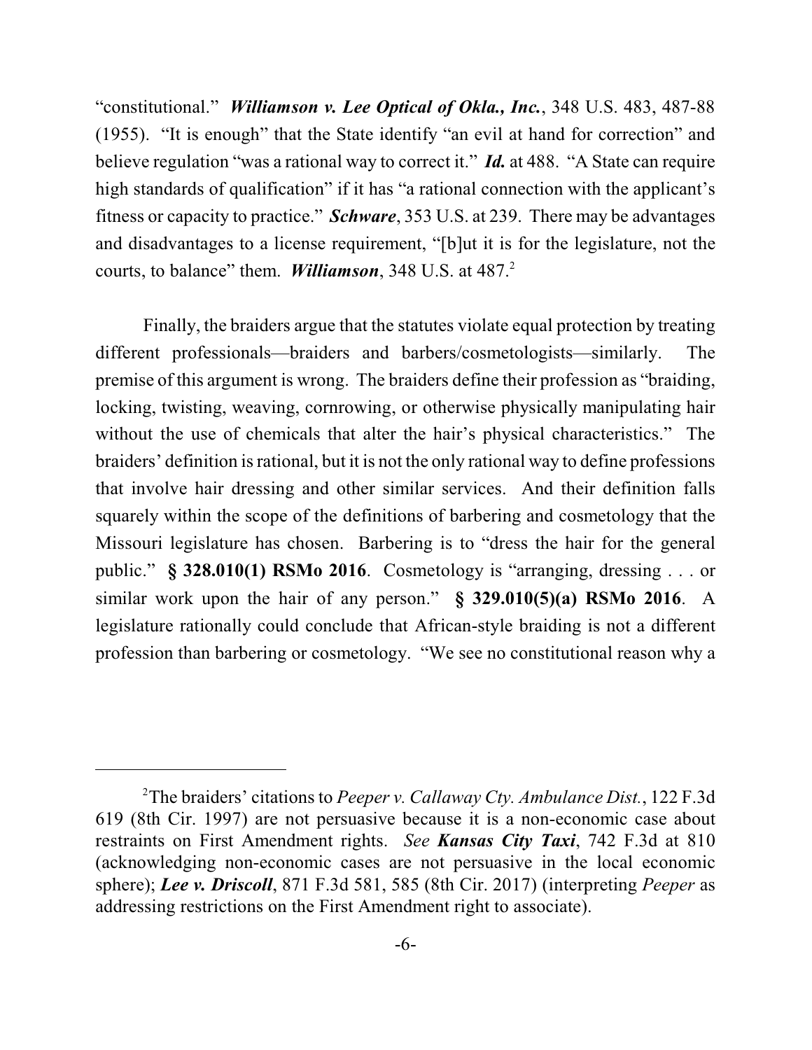"constitutional." ***Williamson v. Lee Optical of Okla., Inc.***, 348 U.S. 483, 487-88 (1955). "It is enough" that the State identify "an evil at hand for correction" and believe regulation "was a rational way to correct it." ***Id.*** at 488. "A State can require high standards of qualification" if it has "a rational connection with the applicant's fitness or capacity to practice." ***Schware***, 353 U.S. at 239. There may be advantages and disadvantages to a license requirement, "[b]ut it is for the legislature, not the courts, to balance" them. ***Williamson***, 348 U.S. at 487.[2]

Finally, the braiders argue that the statutes violate equal protection by treating different professionals—braiders and barbers/cosmetologists—similarly. The premise of this argument is wrong. The braiders define their profession as "braiding, locking, twisting, weaving, cornrowing, or otherwise physically manipulating hair without the use of chemicals that alter the hair's physical characteristics." The braiders' definition is rational, but it is not the only rational way to define professions that involve hair dressing and other similar services. And their definition falls squarely within the scope of the definitions of barbering and cosmetology that the Missouri legislature has chosen. Barbering is to "dress the hair for the general public." **§ 328.010(1) RSMo 2016**. Cosmetology is "arranging, dressing . . . or similar work upon the hair of any person." **§ 329.010(5)(a) RSMo 2016**. A legislature rationally could conclude that African-style braiding is not a different profession than barbering or cosmetology. "We see no constitutional reason why a

---

[2]The braiders' citations to *Peeper v. Callaway Cty. Ambulance Dist.*, 122 F.3d 619 (8th Cir. 1997) are not persuasive because it is a non-economic case about restraints on First Amendment rights. *See* ***Kansas City Taxi***, 742 F.3d at 810 (acknowledging non-economic cases are not persuasive in the local economic sphere); ***Lee v. Driscoll***, 871 F.3d 581, 585 (8th Cir. 2017) (interpreting *Peeper* as addressing restrictions on the First Amendment right to associate).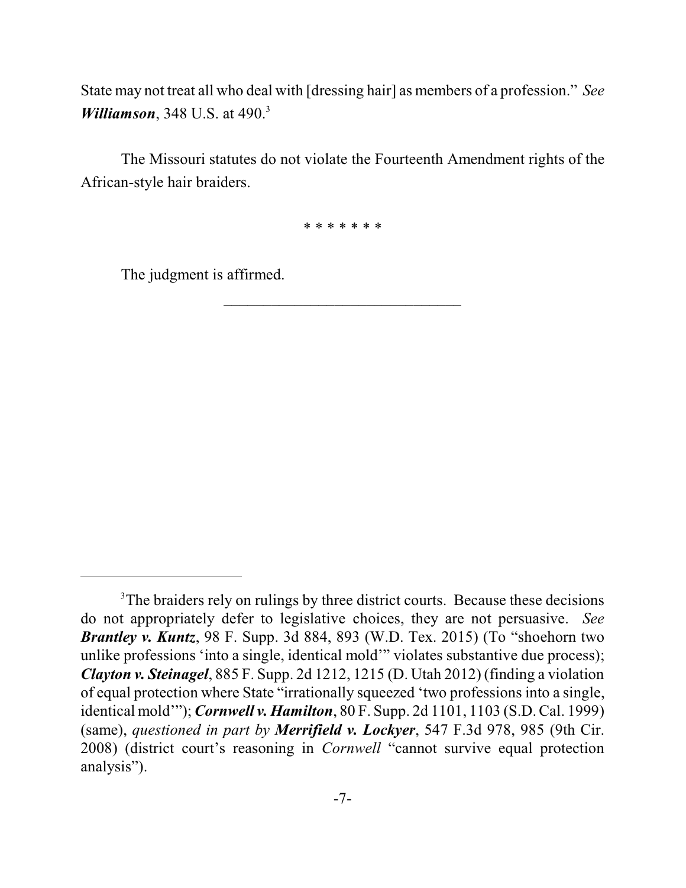State may not treat all who deal with [dressing hair] as members of a profession." *See* ***Williamson***, 348 U.S. at 490.[3]

The Missouri statutes do not violate the Fourteenth Amendment rights of the African-style hair braiders.

\* \* \* \* \* \* \*

The judgment is affirmed.

---

[3]The braiders rely on rulings by three district courts. Because these decisions do not appropriately defer to legislative choices, they are not persuasive. *See* ***Brantley v. Kuntz***, 98 F. Supp. 3d 884, 893 (W.D. Tex. 2015) (To "shoehorn two unlike professions 'into a single, identical mold'" violates substantive due process); ***Clayton v. Steinagel***, 885 F. Supp. 2d 1212, 1215 (D. Utah 2012) (finding a violation of equal protection where State "irrationally squeezed 'two professions into a single, identical mold'"); ***Cornwell v. Hamilton***, 80 F. Supp. 2d 1101, 1103 (S.D. Cal. 1999) (same), *questioned in part by* ***Merrifield v. Lockyer***, 547 F.3d 978, 985 (9th Cir. 2008) (district court's reasoning in *Cornwell* "cannot survive equal protection analysis").